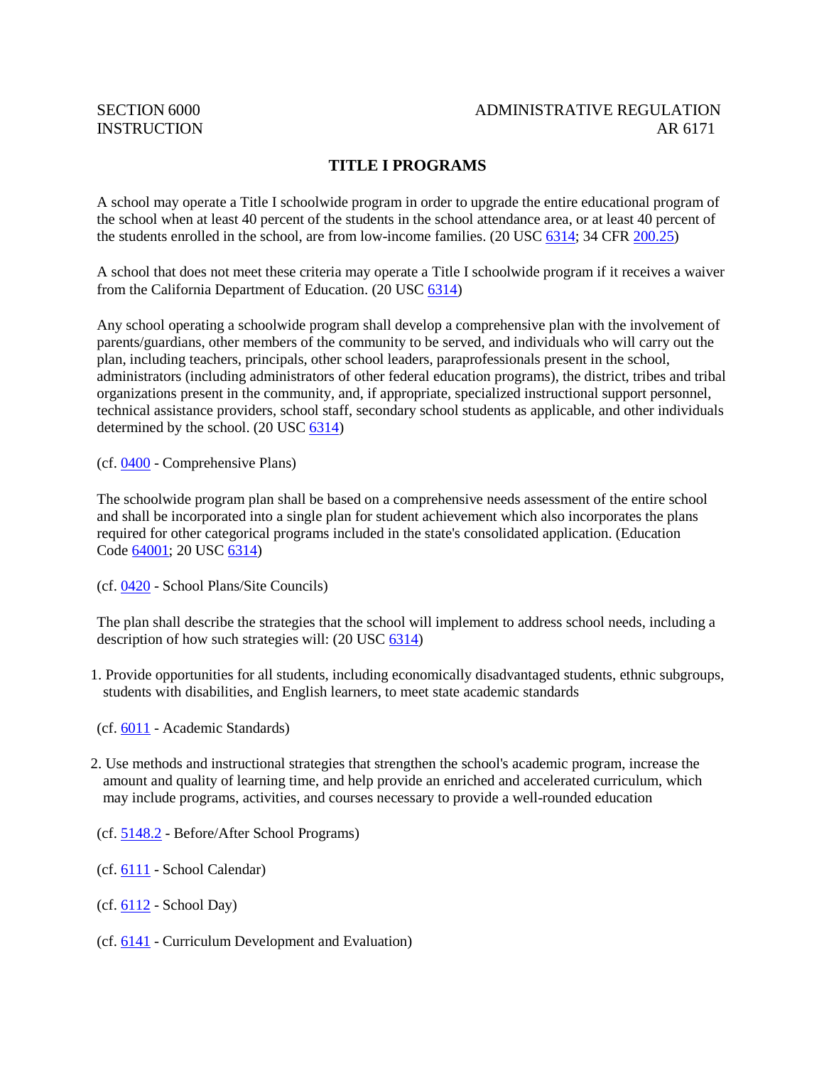SECTION 6000 INSTRUCTION

ADMINISTRATIVE REGULATION AR 6171

# TITLE I PROGRAMS

A school may operate a Title I schoolwide program in order to upgrade the entire educational program of the school when at least 40 percent of the students in the school attendance area, or at least 40 percent of the students enrolled in the school, are from low-income families. (20 USC 6314; 34 CFR 200.25)

A school that does not meet these criteria may operate a Title I schoolwide program if it receives a waiver from the California Department of Education. (20 USC 6314)

Any school operating a schoolwide program shall develop a comprehensive plan with the involvement of parents/guardians, other members of the community to be served, and individuals who will carry out the plan, including teachers, principals, other school leaders, paraprofessionals present in the school, administrators (including administrators of other federal education programs), the district, tribes and tribal organizations present in the community, and, if appropriate, specialized instructional support personnel, technical assistance providers, school staff, secondary school students as applicable, and other individuals determined by the school. (20 USC 6314)

(cf. 0400 - Comprehensive Plans)

The schoolwide program plan shall be based on a comprehensive needs assessment of the entire school and shall be incorporated into a single plan for student achievement which also incorporates the plans required for other categorical programs included in the state's consolidated application. (Education Code 64001; 20 USC 6314)

(cf. 0420 - School Plans/Site Councils)

The plan shall describe the strategies that the school will implement to address school needs, including a description of how such strategies will: (20 USC 6314)

1. Provide opportunities for all students, including economically disadvantaged students, ethnic subgroups, students with disabilities, and English learners, to meet state academic standards

(cf. 6011 - Academic Standards)

2. Use methods and instructional strategies that strengthen the school's academic program, increase the amount and quality of learning time, and help provide an enriched and accelerated curriculum, which may include programs, activities, and courses necessary to provide a well-rounded education

(cf. 5148.2 - Before/After School Programs)

(cf. 6111 - School Calendar)

(cf. 6112 - School Day)

(cf. 6141 - Curriculum Development and Evaluation)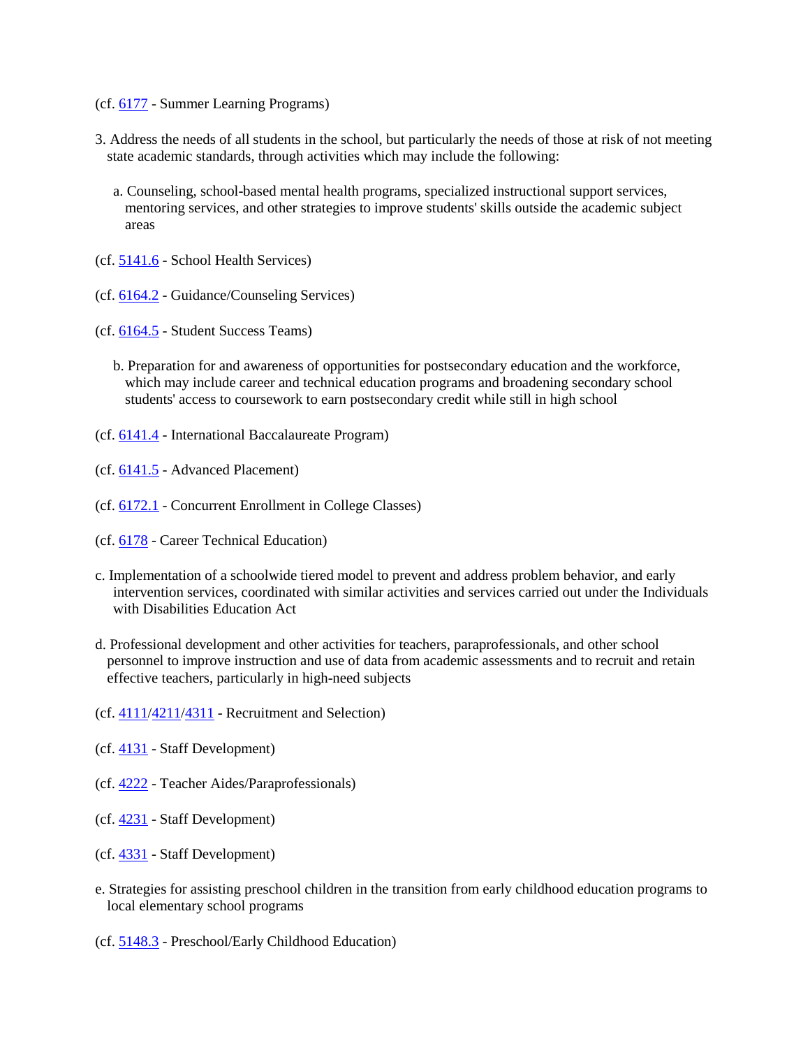(cf. 6177 - Summer Learning Programs)

3. Address the needs of all students in the school, but particularly the needs of those at risk of not meeting state academic standards, through activities which may include the following:

   a. Counseling, school-based mental health programs, specialized instructional support services, mentoring services, and other strategies to improve students' skills outside the academic subject areas

(cf. 5141.6 - School Health Services)

(cf. 6164.2 - Guidance/Counseling Services)

(cf. 6164.5 - Student Success Teams)

   b. Preparation for and awareness of opportunities for postsecondary education and the workforce, which may include career and technical education programs and broadening secondary school students' access to coursework to earn postsecondary credit while still in high school

(cf. 6141.4 - International Baccalaureate Program)

(cf. 6141.5 - Advanced Placement)

(cf. 6172.1 - Concurrent Enrollment in College Classes)

(cf. 6178 - Career Technical Education)

c. Implementation of a schoolwide tiered model to prevent and address problem behavior, and early intervention services, coordinated with similar activities and services carried out under the Individuals with Disabilities Education Act

d. Professional development and other activities for teachers, paraprofessionals, and other school personnel to improve instruction and use of data from academic assessments and to recruit and retain effective teachers, particularly in high-need subjects

(cf. 4111/4211/4311 - Recruitment and Selection)

(cf. 4131 - Staff Development)

(cf. 4222 - Teacher Aides/Paraprofessionals)

(cf. 4231 - Staff Development)

(cf. 4331 - Staff Development)

e. Strategies for assisting preschool children in the transition from early childhood education programs to local elementary school programs

(cf. 5148.3 - Preschool/Early Childhood Education)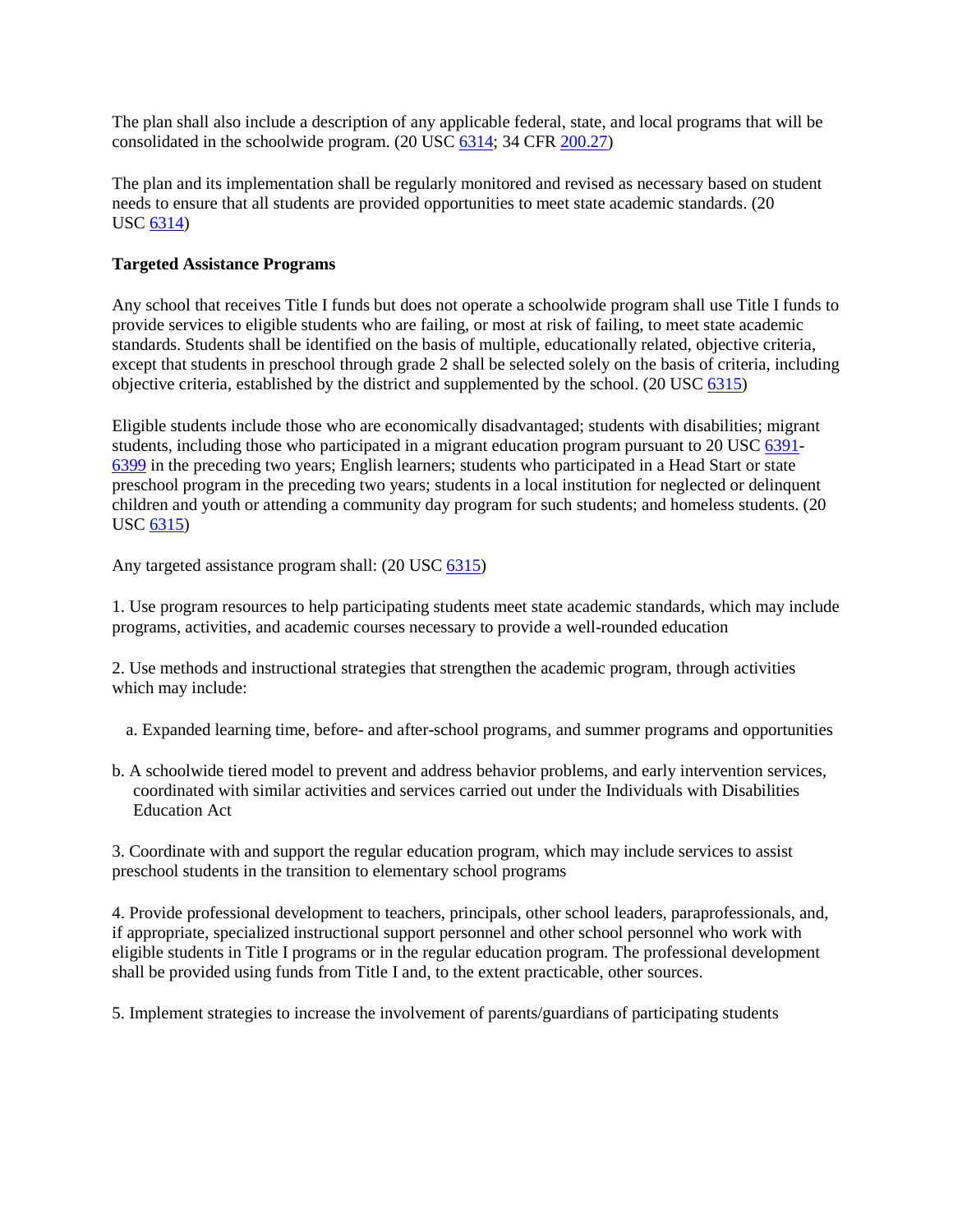The plan shall also include a description of any applicable federal, state, and local programs that will be consolidated in the schoolwide program. (20 USC 6314; 34 CFR 200.27)

The plan and its implementation shall be regularly monitored and revised as necessary based on student needs to ensure that all students are provided opportunities to meet state academic standards. (20 USC 6314)

**Targeted Assistance Programs**

Any school that receives Title I funds but does not operate a schoolwide program shall use Title I funds to provide services to eligible students who are failing, or most at risk of failing, to meet state academic standards. Students shall be identified on the basis of multiple, educationally related, objective criteria, except that students in preschool through grade 2 shall be selected solely on the basis of criteria, including objective criteria, established by the district and supplemented by the school. (20 USC 6315)

Eligible students include those who are economically disadvantaged; students with disabilities; migrant students, including those who participated in a migrant education program pursuant to 20 USC 6391-6399 in the preceding two years; English learners; students who participated in a Head Start or state preschool program in the preceding two years; students in a local institution for neglected or delinquent children and youth or attending a community day program for such students; and homeless students. (20 USC 6315)

Any targeted assistance program shall: (20 USC 6315)

1. Use program resources to help participating students meet state academic standards, which may include programs, activities, and academic courses necessary to provide a well-rounded education

2. Use methods and instructional strategies that strengthen the academic program, through activities which may include:

   a. Expanded learning time, before- and after-school programs, and summer programs and opportunities

   b. A schoolwide tiered model to prevent and address behavior problems, and early intervention services, coordinated with similar activities and services carried out under the Individuals with Disabilities Education Act

3. Coordinate with and support the regular education program, which may include services to assist preschool students in the transition to elementary school programs

4. Provide professional development to teachers, principals, other school leaders, paraprofessionals, and, if appropriate, specialized instructional support personnel and other school personnel who work with eligible students in Title I programs or in the regular education program. The professional development shall be provided using funds from Title I and, to the extent practicable, other sources.

5. Implement strategies to increase the involvement of parents/guardians of participating students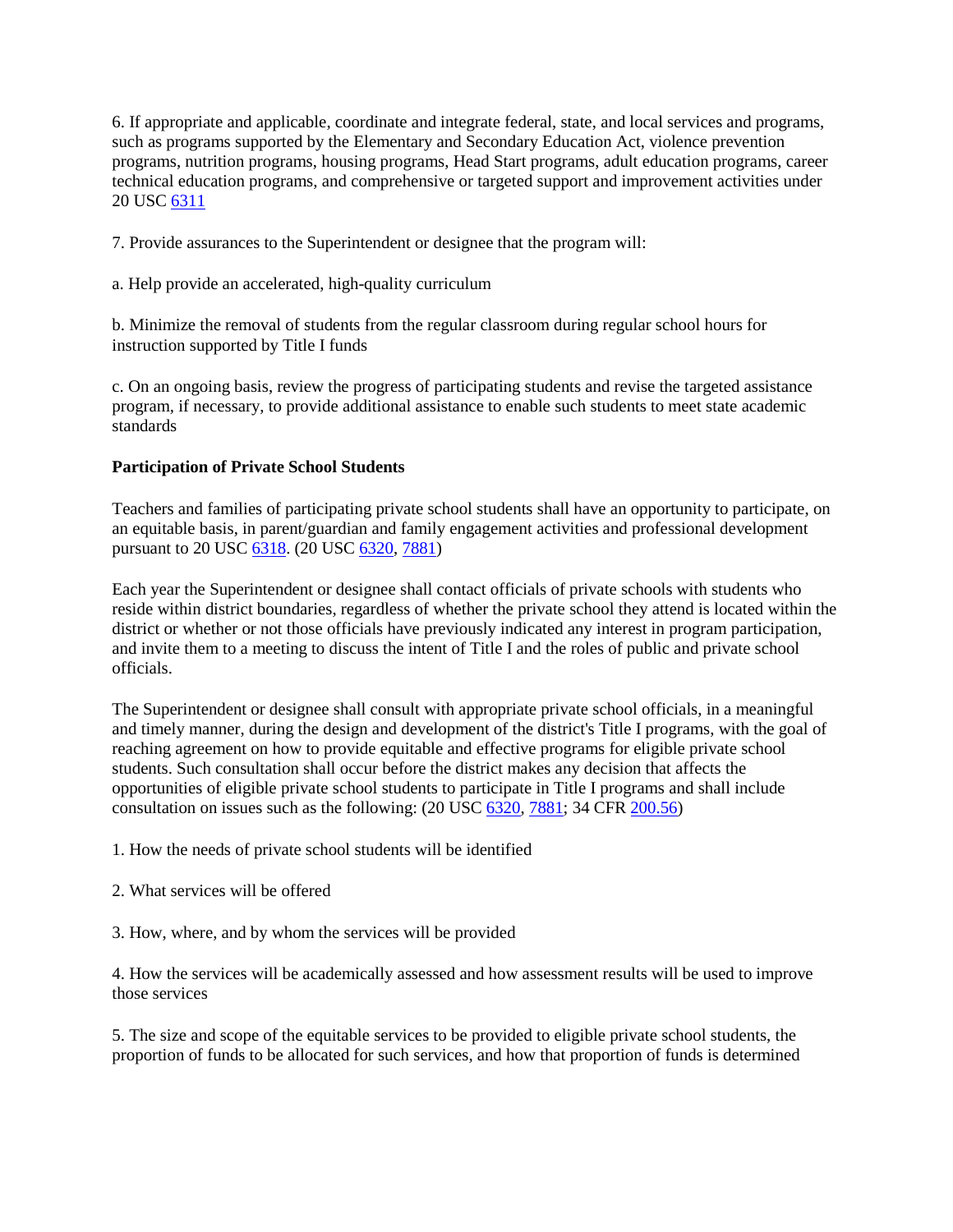6. If appropriate and applicable, coordinate and integrate federal, state, and local services and programs, such as programs supported by the Elementary and Secondary Education Act, violence prevention programs, nutrition programs, housing programs, Head Start programs, adult education programs, career technical education programs, and comprehensive or targeted support and improvement activities under 20 USC 6311

7. Provide assurances to the Superintendent or designee that the program will:

a. Help provide an accelerated, high-quality curriculum

b. Minimize the removal of students from the regular classroom during regular school hours for instruction supported by Title I funds

c. On an ongoing basis, review the progress of participating students and revise the targeted assistance program, if necessary, to provide additional assistance to enable such students to meet state academic standards

**Participation of Private School Students**

Teachers and families of participating private school students shall have an opportunity to participate, on an equitable basis, in parent/guardian and family engagement activities and professional development pursuant to 20 USC 6318. (20 USC 6320, 7881)

Each year the Superintendent or designee shall contact officials of private schools with students who reside within district boundaries, regardless of whether the private school they attend is located within the district or whether or not those officials have previously indicated any interest in program participation, and invite them to a meeting to discuss the intent of Title I and the roles of public and private school officials.

The Superintendent or designee shall consult with appropriate private school officials, in a meaningful and timely manner, during the design and development of the district's Title I programs, with the goal of reaching agreement on how to provide equitable and effective programs for eligible private school students. Such consultation shall occur before the district makes any decision that affects the opportunities of eligible private school students to participate in Title I programs and shall include consultation on issues such as the following: (20 USC 6320, 7881; 34 CFR 200.56)

1. How the needs of private school students will be identified

2. What services will be offered

3. How, where, and by whom the services will be provided

4. How the services will be academically assessed and how assessment results will be used to improve those services

5. The size and scope of the equitable services to be provided to eligible private school students, the proportion of funds to be allocated for such services, and how that proportion of funds is determined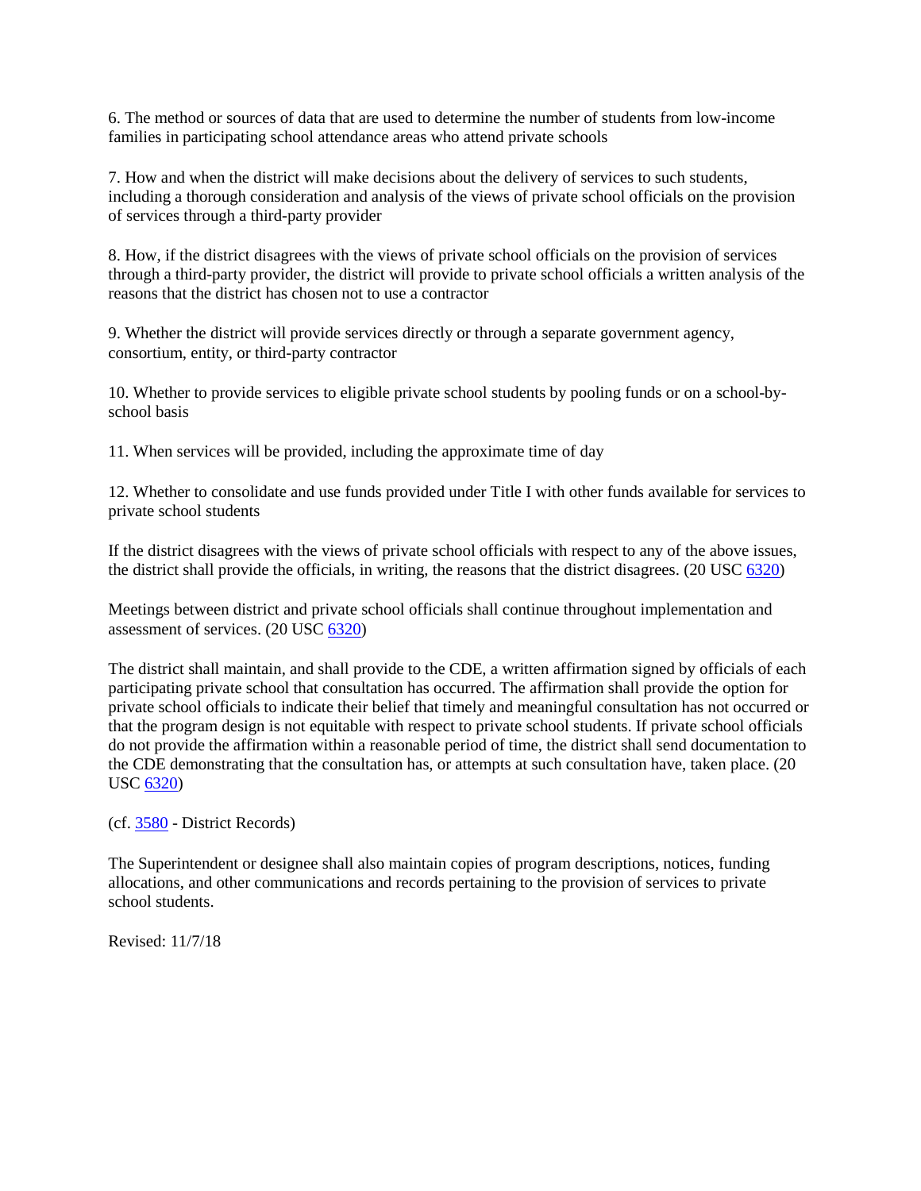6. The method or sources of data that are used to determine the number of students from low-income families in participating school attendance areas who attend private schools

7. How and when the district will make decisions about the delivery of services to such students, including a thorough consideration and analysis of the views of private school officials on the provision of services through a third-party provider

8. How, if the district disagrees with the views of private school officials on the provision of services through a third-party provider, the district will provide to private school officials a written analysis of the reasons that the district has chosen not to use a contractor

9. Whether the district will provide services directly or through a separate government agency, consortium, entity, or third-party contractor

10. Whether to provide services to eligible private school students by pooling funds or on a school-by-school basis

11. When services will be provided, including the approximate time of day

12. Whether to consolidate and use funds provided under Title I with other funds available for services to private school students

If the district disagrees with the views of private school officials with respect to any of the above issues, the district shall provide the officials, in writing, the reasons that the district disagrees. (20 USC 6320)

Meetings between district and private school officials shall continue throughout implementation and assessment of services. (20 USC 6320)

The district shall maintain, and shall provide to the CDE, a written affirmation signed by officials of each participating private school that consultation has occurred. The affirmation shall provide the option for private school officials to indicate their belief that timely and meaningful consultation has not occurred or that the program design is not equitable with respect to private school students. If private school officials do not provide the affirmation within a reasonable period of time, the district shall send documentation to the CDE demonstrating that the consultation has, or attempts at such consultation have, taken place. (20 USC 6320)

(cf. 3580 - District Records)

The Superintendent or designee shall also maintain copies of program descriptions, notices, funding allocations, and other communications and records pertaining to the provision of services to private school students.

Revised: 11/7/18